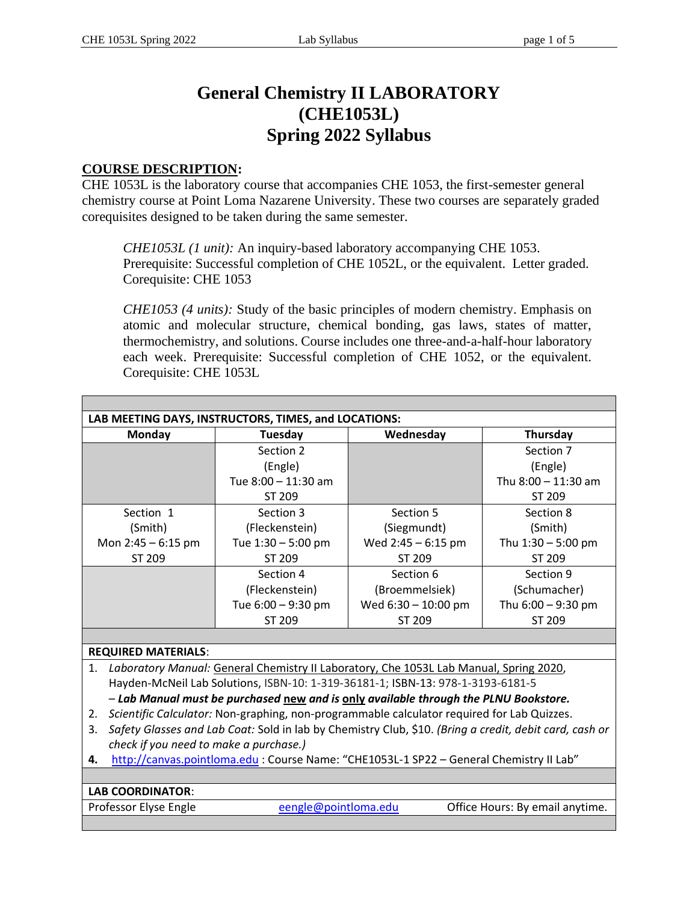# General Chemistry II LABORATORY (CHE1053L) Spring 2022 Syllabus

## COURSE DESCRIPTION:

CHE 1053L is the laboratory course that accompanies CHE 1053, the first-semester general chemistry course at Point Loma Nazarene University. These two courses are separately graded corequisites designed to be taken during the same semester.

> *CHE1053L (1 unit):* An inquiry-based laboratory accompanying CHE 1053. Prerequisite: Successful completion of CHE 1052L, or the equivalent. Letter graded. Corequisite: CHE 1053
>
> *CHE1053 (4 units):* Study of the basic principles of modern chemistry. Emphasis on atomic and molecular structure, chemical bonding, gas laws, states of matter, thermochemistry, and solutions. Course includes one three-and-a-half-hour laboratory each week. Prerequisite: Successful completion of CHE 1052, or the equivalent. Corequisite: CHE 1053L

**LAB MEETING DAYS, INSTRUCTORS, TIMES, and LOCATIONS:**

| Monday | Tuesday | Wednesday | Thursday |
|---|---|---|---|
| | Section 2<br>(Engle)<br>Tue 8:00 – 11:30 am<br>ST 209 | | Section 7<br>(Engle)<br>Thu 8:00 – 11:30 am<br>ST 209 |
| Section 1<br>(Smith)<br>Mon 2:45 – 6:15 pm<br>ST 209 | Section 3<br>(Fleckenstein)<br>Tue 1:30 – 5:00 pm<br>ST 209 | Section 5<br>(Siegmundt)<br>Wed 2:45 – 6:15 pm<br>ST 209 | Section 8<br>(Smith)<br>Thu 1:30 – 5:00 pm<br>ST 209 |
| | Section 4<br>(Fleckenstein)<br>Tue 6:00 – 9:30 pm<br>ST 209 | Section 6<br>(Broemmelsiek)<br>Wed 6:30 – 10:00 pm<br>ST 209 | Section 9<br>(Schumacher)<br>Thu 6:00 – 9:30 pm<br>ST 209 |

**REQUIRED MATERIALS**:

1. *Laboratory Manual:* General Chemistry II Laboratory, Che 1053L Lab Manual, Spring 2020, Hayden-McNeil Lab Solutions, ISBN-10: 1-319-36181-1; ISBN-13: 978-1-3193-6181-5
   – ***Lab Manual must be purchased new and is only available through the PLNU Bookstore.***
2. *Scientific Calculator:* Non-graphing, non-programmable calculator required for Lab Quizzes.
3. *Safety Glasses and Lab Coat:* Sold in lab by Chemistry Club, $10. *(Bring a credit, debit card, cash or check if you need to make a purchase.)*
4. http://canvas.pointloma.edu : Course Name: "CHE1053L-1 SP22 – General Chemistry II Lab"

**LAB COORDINATOR**:

| | | |
|---|---|---|
| Professor Elyse Engle | eengle@pointloma.edu | Office Hours: By email anytime. |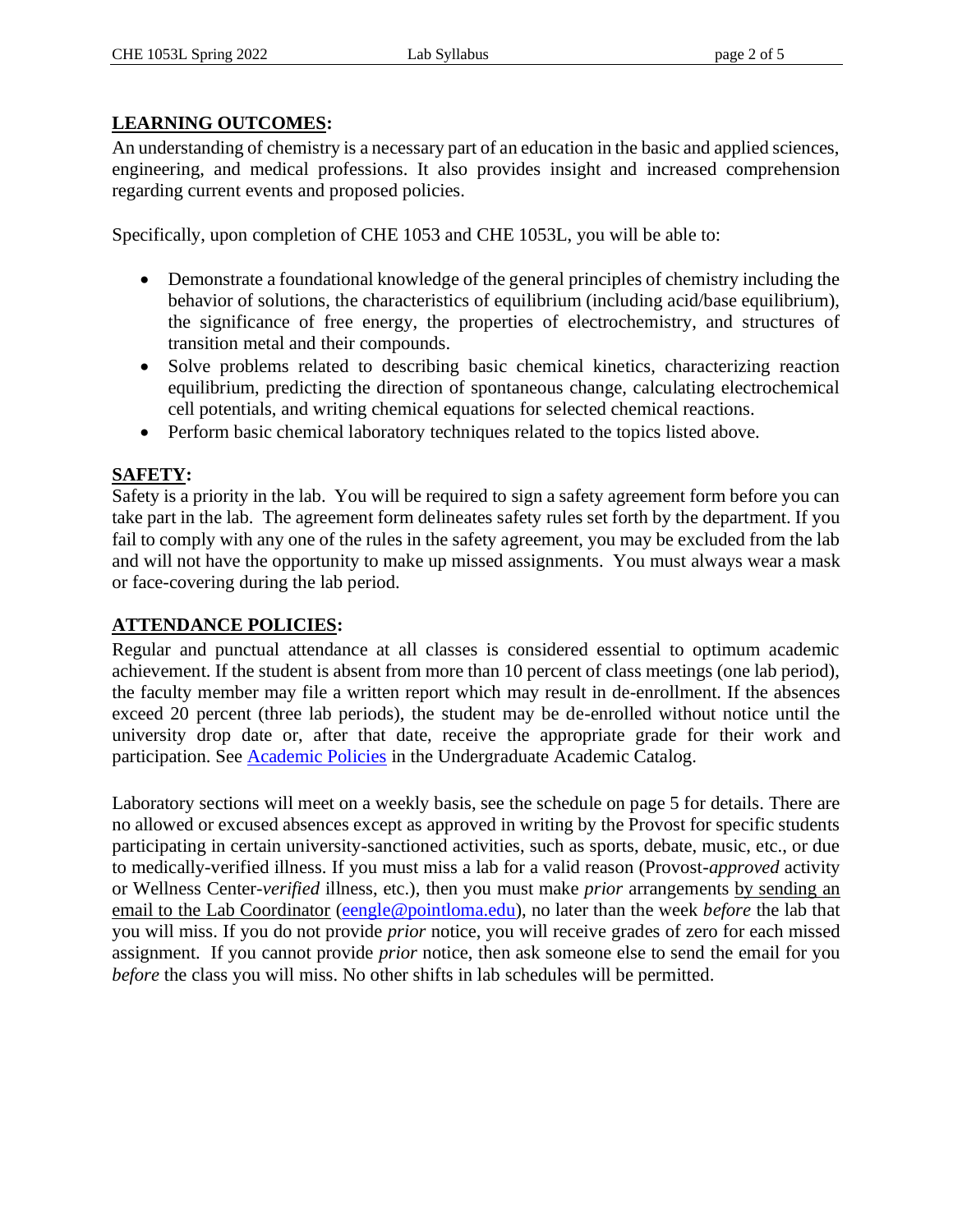## LEARNING OUTCOMES:

An understanding of chemistry is a necessary part of an education in the basic and applied sciences, engineering, and medical professions. It also provides insight and increased comprehension regarding current events and proposed policies.

Specifically, upon completion of CHE 1053 and CHE 1053L, you will be able to:

- Demonstrate a foundational knowledge of the general principles of chemistry including the behavior of solutions, the characteristics of equilibrium (including acid/base equilibrium), the significance of free energy, the properties of electrochemistry, and structures of transition metal and their compounds.
- Solve problems related to describing basic chemical kinetics, characterizing reaction equilibrium, predicting the direction of spontaneous change, calculating electrochemical cell potentials, and writing chemical equations for selected chemical reactions.
- Perform basic chemical laboratory techniques related to the topics listed above.

## SAFETY:

Safety is a priority in the lab. You will be required to sign a safety agreement form before you can take part in the lab. The agreement form delineates safety rules set forth by the department. If you fail to comply with any one of the rules in the safety agreement, you may be excluded from the lab and will not have the opportunity to make up missed assignments. You must always wear a mask or face-covering during the lab period.

## ATTENDANCE POLICIES:

Regular and punctual attendance at all classes is considered essential to optimum academic achievement. If the student is absent from more than 10 percent of class meetings (one lab period), the faculty member may file a written report which may result in de-enrollment. If the absences exceed 20 percent (three lab periods), the student may be de-enrolled without notice until the university drop date or, after that date, receive the appropriate grade for their work and participation. See [Academic Policies]() in the Undergraduate Academic Catalog.

Laboratory sections will meet on a weekly basis, see the schedule on page 5 for details. There are no allowed or excused absences except as approved in writing by the Provost for specific students participating in certain university-sanctioned activities, such as sports, debate, music, etc., or due to medically-verified illness. If you must miss a lab for a valid reason (Provost-*approved* activity or Wellness Center-*verified* illness, etc.), then you must make *prior* arrangements by sending an email to the Lab Coordinator (eengle@pointloma.edu), no later than the week *before* the lab that you will miss. If you do not provide *prior* notice, you will receive grades of zero for each missed assignment. If you cannot provide *prior* notice, then ask someone else to send the email for you *before* the class you will miss. No other shifts in lab schedules will be permitted.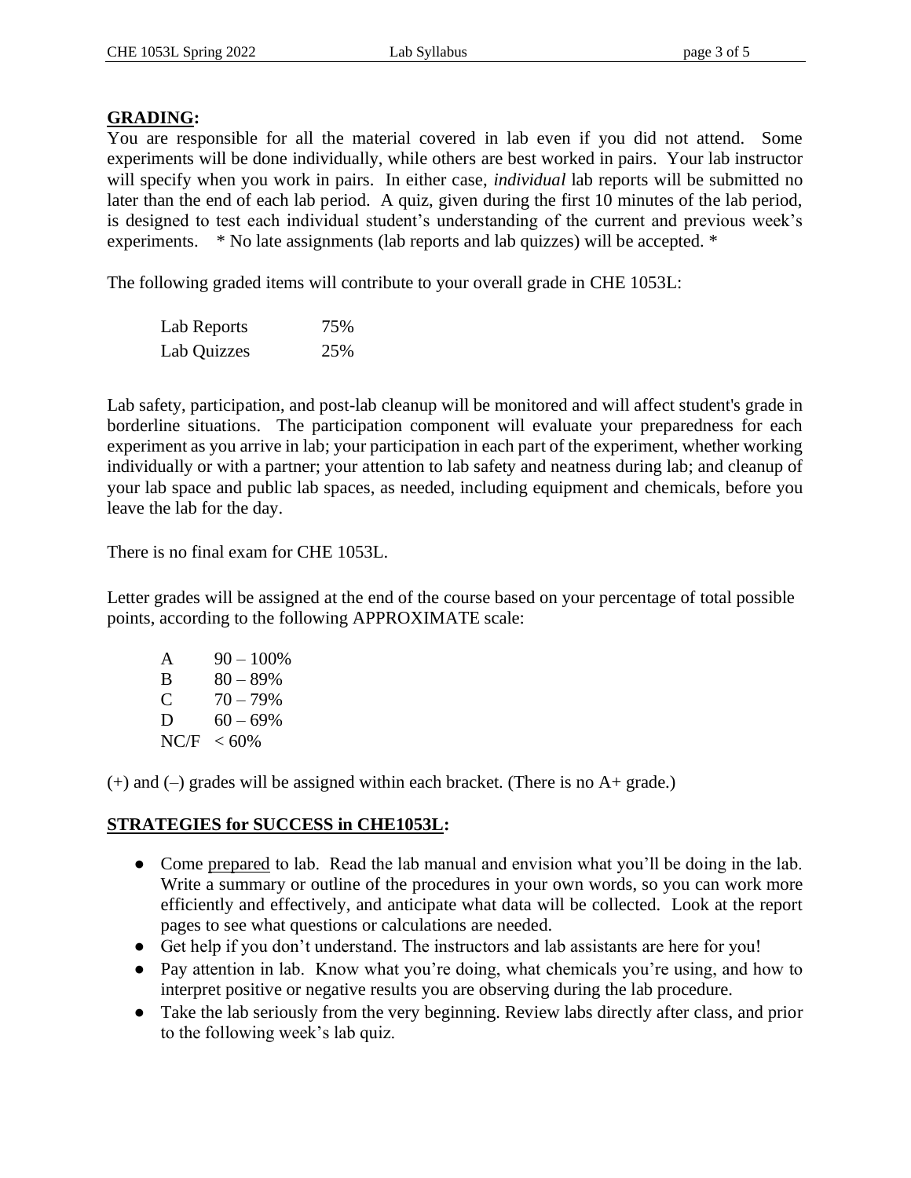## GRADING:

You are responsible for all the material covered in lab even if you did not attend. Some experiments will be done individually, while others are best worked in pairs. Your lab instructor will specify when you work in pairs. In either case, *individual* lab reports will be submitted no later than the end of each lab period. A quiz, given during the first 10 minutes of the lab period, is designed to test each individual student's understanding of the current and previous week's experiments. * No late assignments (lab reports and lab quizzes) will be accepted. *

The following graded items will contribute to your overall grade in CHE 1053L:

| | |
|---|---|
| Lab Reports | 75% |
| Lab Quizzes | 25% |

Lab safety, participation, and post-lab cleanup will be monitored and will affect student's grade in borderline situations. The participation component will evaluate your preparedness for each experiment as you arrive in lab; your participation in each part of the experiment, whether working individually or with a partner; your attention to lab safety and neatness during lab; and cleanup of your lab space and public lab spaces, as needed, including equipment and chemicals, before you leave the lab for the day.

There is no final exam for CHE 1053L.

Letter grades will be assigned at the end of the course based on your percentage of total possible points, according to the following APPROXIMATE scale:

| | |
|---|---|
| A | 90 – 100% |
| B | 80 – 89% |
| C | 70 – 79% |
| D | 60 – 69% |
| NC/F | < 60% |

(+) and (–) grades will be assigned within each bracket. (There is no A+ grade.)

## STRATEGIES for SUCCESS in CHE1053L:

- Come prepared to lab. Read the lab manual and envision what you'll be doing in the lab. Write a summary or outline of the procedures in your own words, so you can work more efficiently and effectively, and anticipate what data will be collected. Look at the report pages to see what questions or calculations are needed.
- Get help if you don't understand. The instructors and lab assistants are here for you!
- Pay attention in lab. Know what you're doing, what chemicals you're using, and how to interpret positive or negative results you are observing during the lab procedure.
- Take the lab seriously from the very beginning. Review labs directly after class, and prior to the following week's lab quiz.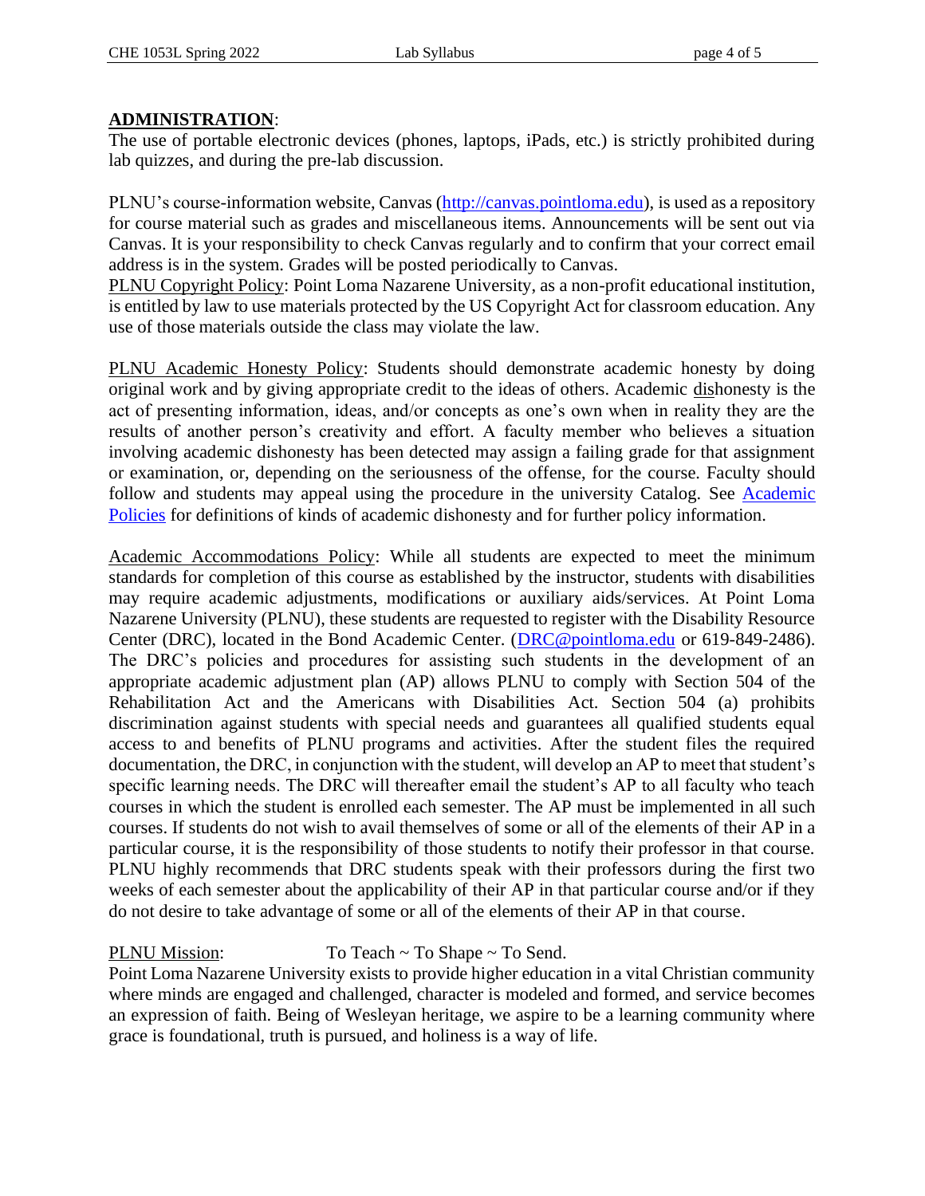**ADMINISTRATION**:

The use of portable electronic devices (phones, laptops, iPads, etc.) is strictly prohibited during lab quizzes, and during the pre-lab discussion.

PLNU's course-information website, Canvas ([http://canvas.pointloma.edu](http://canvas.pointloma.edu)), is used as a repository for course material such as grades and miscellaneous items. Announcements will be sent out via Canvas. It is your responsibility to check Canvas regularly and to confirm that your correct email address is in the system. Grades will be posted periodically to Canvas.

PLNU Copyright Policy: Point Loma Nazarene University, as a non-profit educational institution, is entitled by law to use materials protected by the US Copyright Act for classroom education. Any use of those materials outside the class may violate the law.

PLNU Academic Honesty Policy: Students should demonstrate academic honesty by doing original work and by giving appropriate credit to the ideas of others. Academic dishonesty is the act of presenting information, ideas, and/or concepts as one's own when in reality they are the results of another person's creativity and effort. A faculty member who believes a situation involving academic dishonesty has been detected may assign a failing grade for that assignment or examination, or, depending on the seriousness of the offense, for the course. Faculty should follow and students may appeal using the procedure in the university Catalog. See Academic Policies for definitions of kinds of academic dishonesty and for further policy information.

Academic Accommodations Policy: While all students are expected to meet the minimum standards for completion of this course as established by the instructor, students with disabilities may require academic adjustments, modifications or auxiliary aids/services. At Point Loma Nazarene University (PLNU), these students are requested to register with the Disability Resource Center (DRC), located in the Bond Academic Center. (DRC@pointloma.edu or 619-849-2486). The DRC's policies and procedures for assisting such students in the development of an appropriate academic adjustment plan (AP) allows PLNU to comply with Section 504 of the Rehabilitation Act and the Americans with Disabilities Act. Section 504 (a) prohibits discrimination against students with special needs and guarantees all qualified students equal access to and benefits of PLNU programs and activities. After the student files the required documentation, the DRC, in conjunction with the student, will develop an AP to meet that student's specific learning needs. The DRC will thereafter email the student's AP to all faculty who teach courses in which the student is enrolled each semester. The AP must be implemented in all such courses. If students do not wish to avail themselves of some or all of the elements of their AP in a particular course, it is the responsibility of those students to notify their professor in that course. PLNU highly recommends that DRC students speak with their professors during the first two weeks of each semester about the applicability of their AP in that particular course and/or if they do not desire to take advantage of some or all of the elements of their AP in that course.

PLNU Mission: To Teach ~ To Shape ~ To Send.

Point Loma Nazarene University exists to provide higher education in a vital Christian community where minds are engaged and challenged, character is modeled and formed, and service becomes an expression of faith. Being of Wesleyan heritage, we aspire to be a learning community where grace is foundational, truth is pursued, and holiness is a way of life.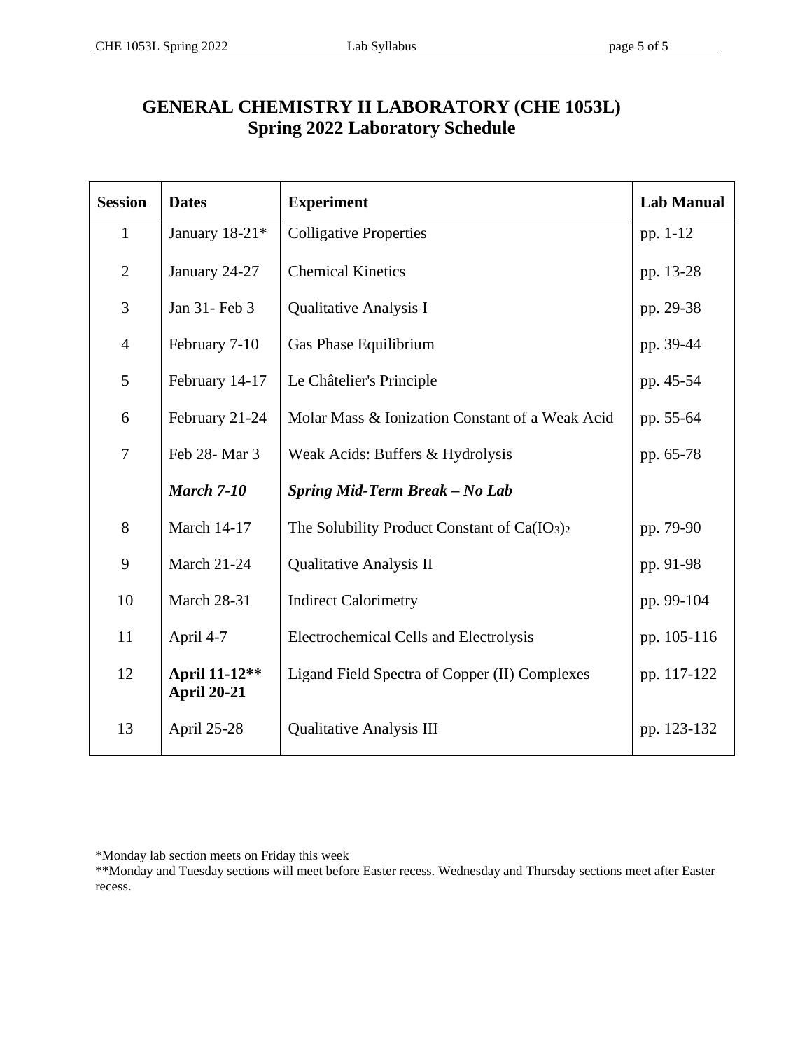# GENERAL CHEMISTRY II LABORATORY (CHE 1053L)
## Spring 2022 Laboratory Schedule

| Session | Dates | Experiment | Lab Manual |
|---|---|---|---|
| 1 | January 18-21* | Colligative Properties | pp. 1-12 |
| 2 | January 24-27 | Chemical Kinetics | pp. 13-28 |
| 3 | Jan 31- Feb 3 | Qualitative Analysis I | pp. 29-38 |
| 4 | February 7-10 | Gas Phase Equilibrium | pp. 39-44 |
| 5 | February 14-17 | Le Châtelier's Principle | pp. 45-54 |
| 6 | February 21-24 | Molar Mass & Ionization Constant of a Weak Acid | pp. 55-64 |
| 7 | Feb 28- Mar 3 | Weak Acids: Buffers & Hydrolysis | pp. 65-78 |
| | ***March 7-10*** | ***Spring Mid-Term Break – No Lab*** | |
| 8 | March 14-17 | The Solubility Product Constant of $Ca(IO_3)_2$ | pp. 79-90 |
| 9 | March 21-24 | Qualitative Analysis II | pp. 91-98 |
| 10 | March 28-31 | Indirect Calorimetry | pp. 99-104 |
| 11 | April 4-7 | Electrochemical Cells and Electrolysis | pp. 105-116 |
| 12 | **April 11-12\*\*** **April 20-21** | Ligand Field Spectra of Copper (II) Complexes | pp. 117-122 |
| 13 | April 25-28 | Qualitative Analysis III | pp. 123-132 |

*Monday lab section meets on Friday this week

**Monday and Tuesday sections will meet before Easter recess. Wednesday and Thursday sections meet after Easter recess.